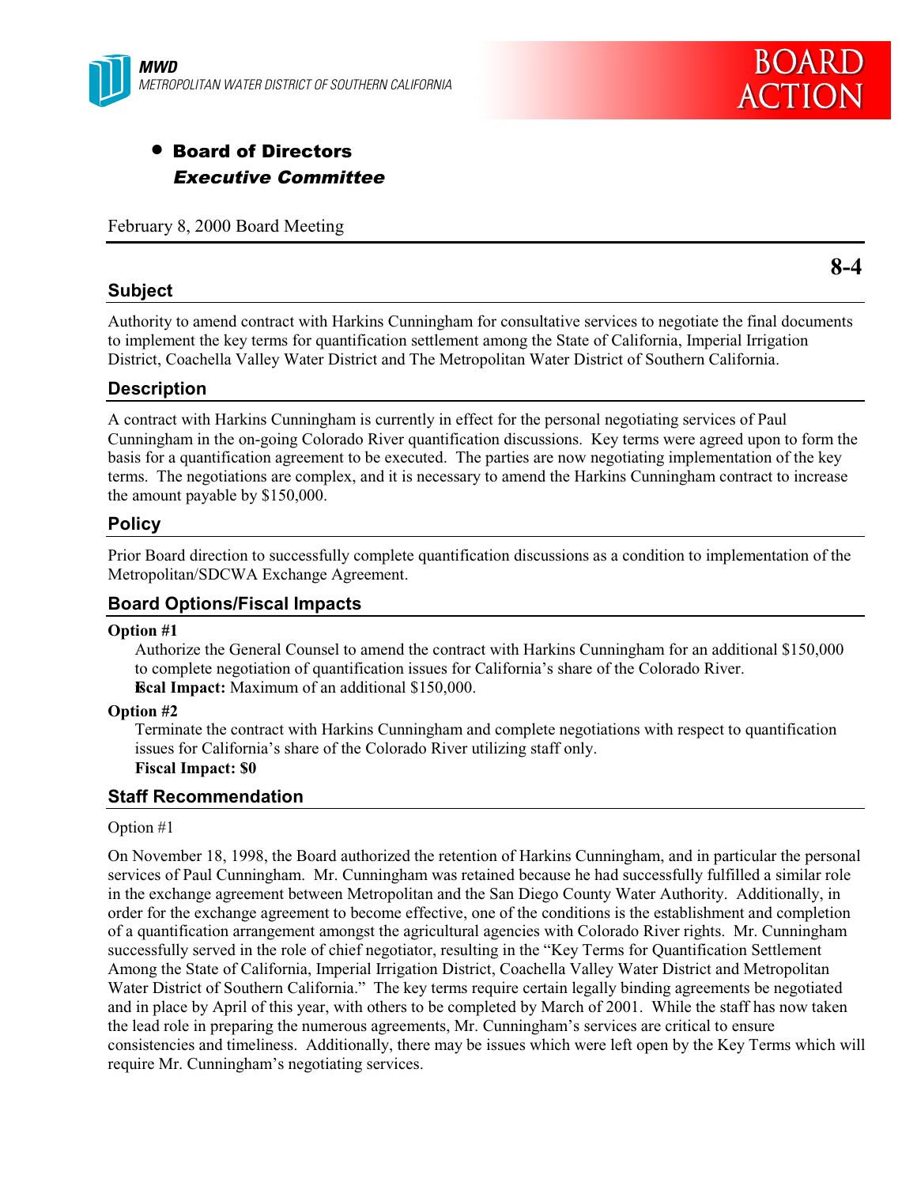MWD
*METROPOLITAN WATER DISTRICT OF SOUTHERN CALIFORNIA*

BOARD ACTION

- **Board of Directors**
  ***Executive Committee***

February 8, 2000 Board Meeting

**8-4**

## Subject

Authority to amend contract with Harkins Cunningham for consultative services to negotiate the final documents to implement the key terms for quantification settlement among the State of California, Imperial Irrigation District, Coachella Valley Water District and The Metropolitan Water District of Southern California.

## Description

A contract with Harkins Cunningham is currently in effect for the personal negotiating services of Paul Cunningham in the on-going Colorado River quantification discussions. Key terms were agreed upon to form the basis for a quantification agreement to be executed. The parties are now negotiating implementation of the key terms. The negotiations are complex, and it is necessary to amend the Harkins Cunningham contract to increase the amount payable by $150,000.

## Policy

Prior Board direction to successfully complete quantification discussions as a condition to implementation of the Metropolitan/SDCWA Exchange Agreement.

## Board Options/Fiscal Impacts

**Option #1**

Authorize the General Counsel to amend the contract with Harkins Cunningham for an additional $150,000 to complete negotiation of quantification issues for California's share of the Colorado River.
**Fiscal Impact:** Maximum of an additional $150,000.

**Option #2**

Terminate the contract with Harkins Cunningham and complete negotiations with respect to quantification issues for California's share of the Colorado River utilizing staff only.
**Fiscal Impact: $0**

## Staff Recommendation

Option #1

On November 18, 1998, the Board authorized the retention of Harkins Cunningham, and in particular the personal services of Paul Cunningham. Mr. Cunningham was retained because he had successfully fulfilled a similar role in the exchange agreement between Metropolitan and the San Diego County Water Authority. Additionally, in order for the exchange agreement to become effective, one of the conditions is the establishment and completion of a quantification arrangement amongst the agricultural agencies with Colorado River rights. Mr. Cunningham successfully served in the role of chief negotiator, resulting in the "Key Terms for Quantification Settlement Among the State of California, Imperial Irrigation District, Coachella Valley Water District and Metropolitan Water District of Southern California." The key terms require certain legally binding agreements be negotiated and in place by April of this year, with others to be completed by March of 2001. While the staff has now taken the lead role in preparing the numerous agreements, Mr. Cunningham's services are critical to ensure consistencies and timeliness. Additionally, there may be issues which were left open by the Key Terms which will require Mr. Cunningham's negotiating services.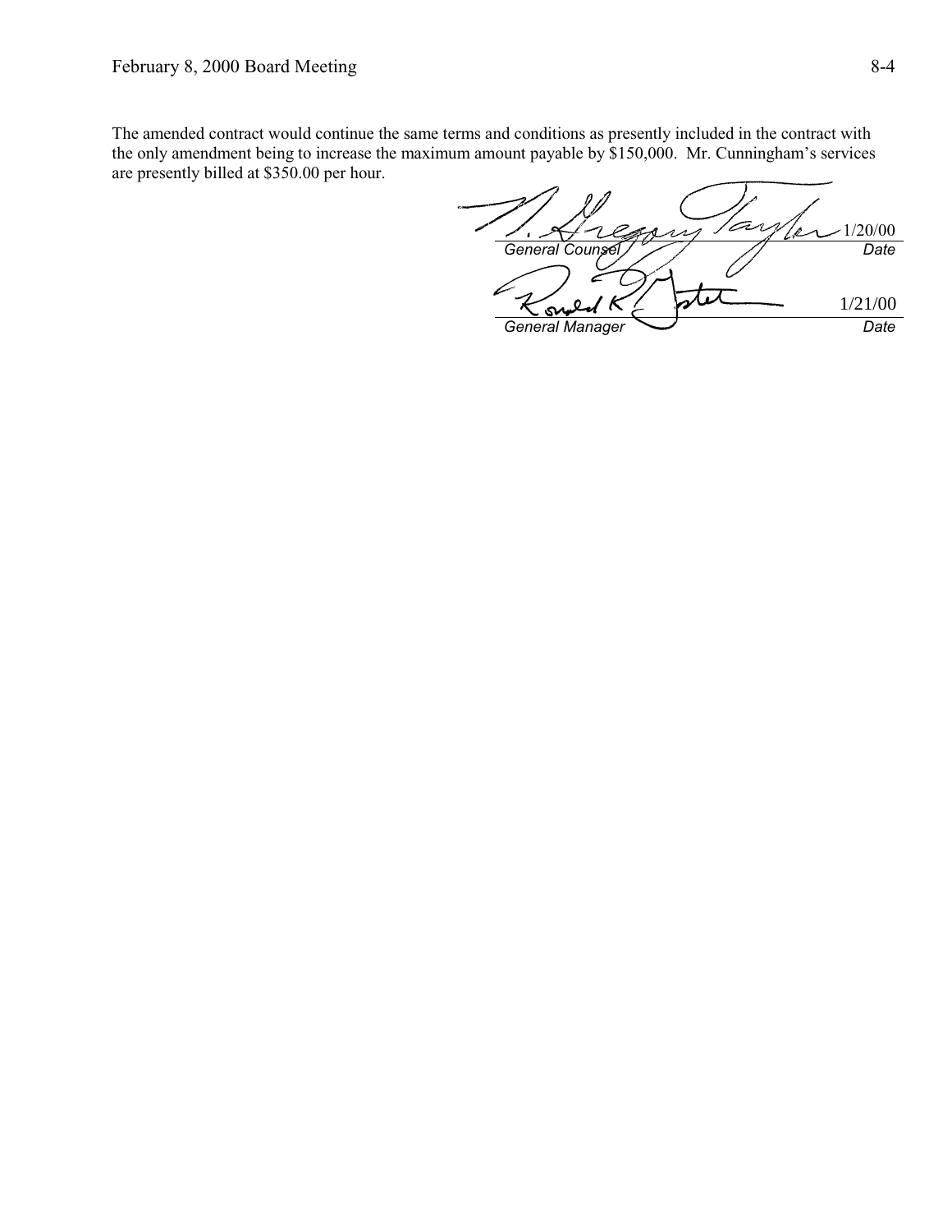The amended contract would continue the same terms and conditions as presently included in the contract with the only amendment being to increase the maximum amount payable by $150,000. Mr. Cunningham's services are presently billed at $350.00 per hour.

| | |
|---|---|
| 1/20/00 | |
| *General Counsel* | *Date* |
| 1/21/00 | |
| *General Manager* | *Date* |